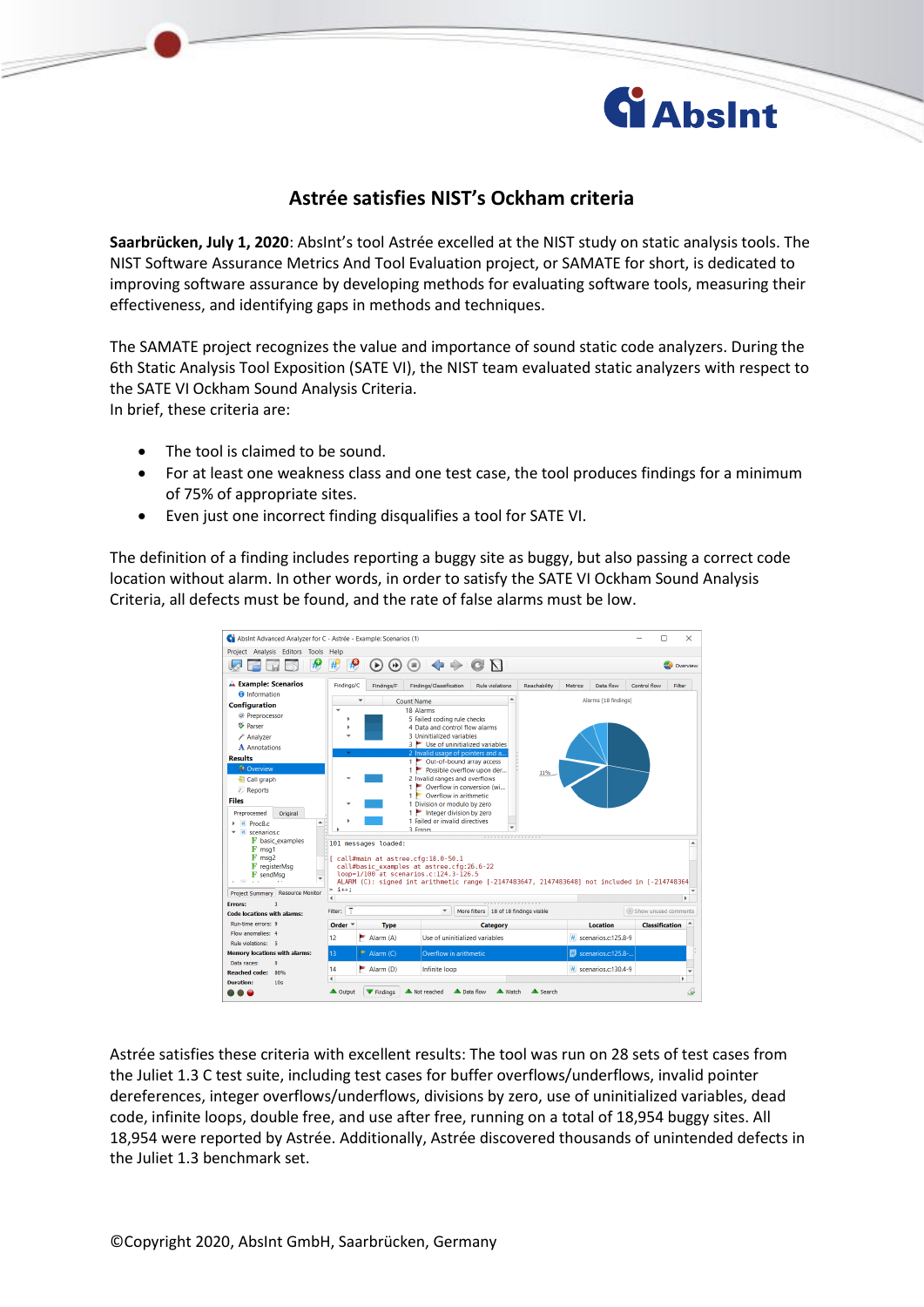# Astrée satisfies NIST's Ockham criteria

**Saarbrücken, July 1, 2020**: AbsInt's tool Astrée excelled at the NIST study on static analysis tools. The NIST Software Assurance Metrics And Tool Evaluation project, or SAMATE for short, is dedicated to improving software assurance by developing methods for evaluating software tools, measuring their effectiveness, and identifying gaps in methods and techniques.

The SAMATE project recognizes the value and importance of sound static code analyzers. During the 6th Static Analysis Tool Exposition (SATE VI), the NIST team evaluated static analyzers with respect to the SATE VI Ockham Sound Analysis Criteria.
In brief, these criteria are:

- The tool is claimed to be sound.
- For at least one weakness class and one test case, the tool produces findings for a minimum of 75% of appropriate sites.
- Even just one incorrect finding disqualifies a tool for SATE VI.

The definition of a finding includes reporting a buggy site as buggy, but also passing a correct code location without alarm. In other words, in order to satisfy the SATE VI Ockham Sound Analysis Criteria, all defects must be found, and the rate of false alarms must be low.

Astrée satisfies these criteria with excellent results: The tool was run on 28 sets of test cases from the Juliet 1.3 C test suite, including test cases for buffer overflows/underflows, invalid pointer dereferences, integer overflows/underflows, divisions by zero, use of uninitialized variables, dead code, infinite loops, double free, and use after free, running on a total of 18,954 buggy sites. All 18,954 were reported by Astrée. Additionally, Astrée discovered thousands of unintended defects in the Juliet 1.3 benchmark set.

©Copyright 2020, AbsInt GmbH, Saarbrücken, Germany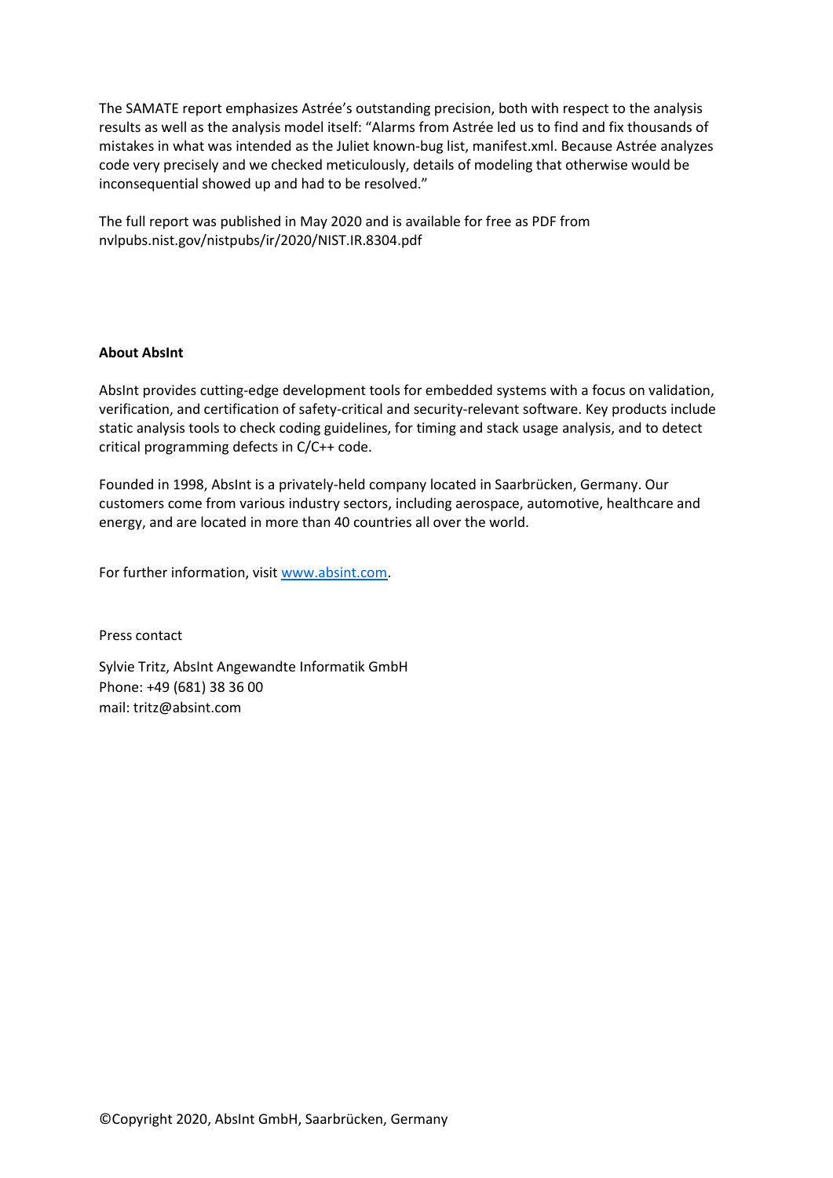The SAMATE report emphasizes Astrée's outstanding precision, both with respect to the analysis results as well as the analysis model itself: "Alarms from Astrée led us to find and fix thousands of mistakes in what was intended as the Juliet known-bug list, manifest.xml. Because Astrée analyzes code very precisely and we checked meticulously, details of modeling that otherwise would be inconsequential showed up and had to be resolved."

The full report was published in May 2020 and is available for free as PDF from nvlpubs.nist.gov/nistpubs/ir/2020/NIST.IR.8304.pdf

**About AbsInt**

AbsInt provides cutting-edge development tools for embedded systems with a focus on validation, verification, and certification of safety-critical and security-relevant software. Key products include static analysis tools to check coding guidelines, for timing and stack usage analysis, and to detect critical programming defects in C/C++ code.

Founded in 1998, AbsInt is a privately-held company located in Saarbrücken, Germany. Our customers come from various industry sectors, including aerospace, automotive, healthcare and energy, and are located in more than 40 countries all over the world.

For further information, visit [www.absint.com](http://www.absint.com).

Press contact

Sylvie Tritz, AbsInt Angewandte Informatik GmbH
Phone: +49 (681) 38 36 00
mail: tritz@absint.com

©Copyright 2020, AbsInt GmbH, Saarbrücken, Germany